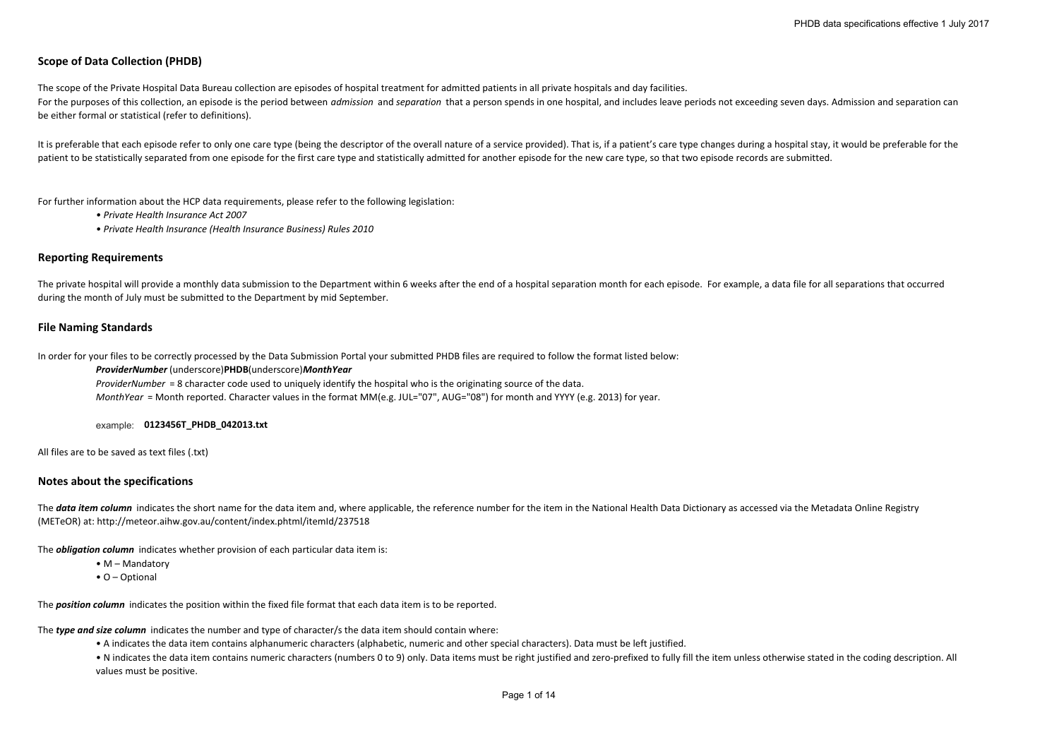## Scope of Data Collection (PHDB)

The scope of the Private Hospital Data Bureau collection are episodes of hospital treatment for admitted patients in all private hospitals and day facilities.
For the purposes of this collection, an episode is the period between *admission* and *separation* that a person spends in one hospital, and includes leave periods not exceeding seven days. Admission and separation can be either formal or statistical (refer to definitions).

It is preferable that each episode refer to only one care type (being the descriptor of the overall nature of a service provided). That is, if a patient's care type changes during a hospital stay, it would be preferable for the patient to be statistically separated from one episode for the first care type and statistically admitted for another episode for the new care type, so that two episode records are submitted.

For further information about the HCP data requirements, please refer to the following legislation:

- *Private Health Insurance Act 2007*
- *Private Health Insurance (Health Insurance Business) Rules 2010*

## Reporting Requirements

The private hospital will provide a monthly data submission to the Department within 6 weeks after the end of a hospital separation month for each episode. For example, a data file for all separations that occurred during the month of July must be submitted to the Department by mid September.

## File Naming Standards

In order for your files to be correctly processed by the Data Submission Portal your submitted PHDB files are required to follow the format listed below:

***ProviderNumber*** (underscore)**PHDB**(underscore)***MonthYear***

*ProviderNumber* = 8 character code used to uniquely identify the hospital who is the originating source of the data.

*MonthYear* = Month reported. Character values in the format MM(e.g. JUL="07", AUG="08") for month and YYYY (e.g. 2013) for year.

example: **0123456T_PHDB_042013.txt**

All files are to be saved as text files (.txt)

## Notes about the specifications

The ***data item column*** indicates the short name for the data item and, where applicable, the reference number for the item in the National Health Data Dictionary as accessed via the Metadata Online Registry (METeOR) at: http://meteor.aihw.gov.au/content/index.phtml/itemId/237518

The ***obligation column*** indicates whether provision of each particular data item is:

- M – Mandatory
- O – Optional

The ***position column*** indicates the position within the fixed file format that each data item is to be reported.

The ***type and size column*** indicates the number and type of character/s the data item should contain where:

- A indicates the data item contains alphanumeric characters (alphabetic, numeric and other special characters). Data must be left justified.
- N indicates the data item contains numeric characters (numbers 0 to 9) only. Data items must be right justified and zero-prefixed to fully fill the item unless otherwise stated in the coding description. All values must be positive.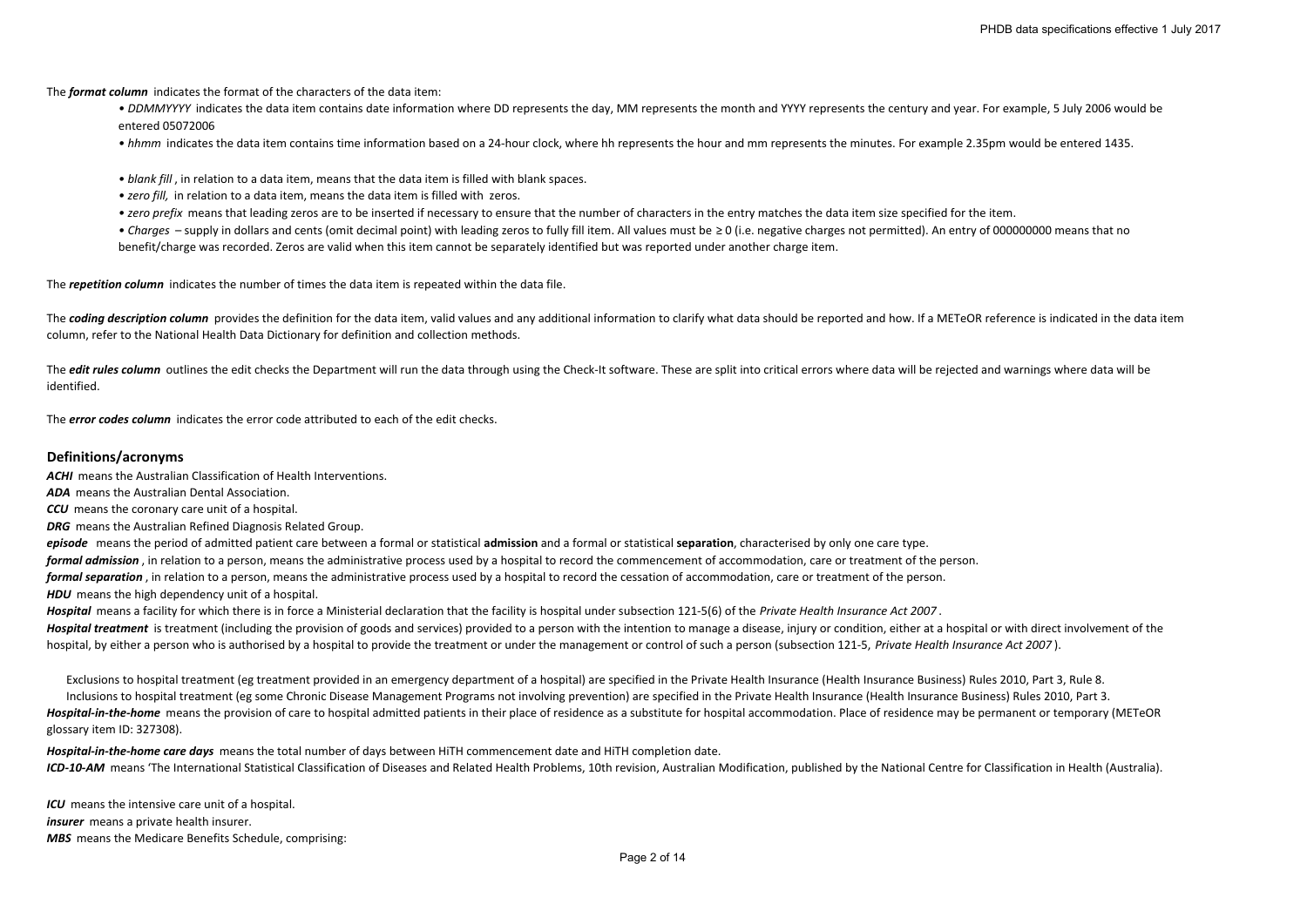The ***format column*** indicates the format of the characters of the data item:

- *DDMMYYYY* indicates the data item contains date information where DD represents the day, MM represents the month and YYYY represents the century and year. For example, 5 July 2006 would be entered 05072006
- *hhmm* indicates the data item contains time information based on a 24-hour clock, where hh represents the hour and mm represents the minutes. For example 2.35pm would be entered 1435.

- *blank fill* , in relation to a data item, means that the data item is filled with blank spaces.
- *zero fill,* in relation to a data item, means the data item is filled with zeros.
- *zero prefix* means that leading zeros are to be inserted if necessary to ensure that the number of characters in the entry matches the data item size specified for the item.
- *Charges* – supply in dollars and cents (omit decimal point) with leading zeros to fully fill item. All values must be ≥ 0 (i.e. negative charges not permitted). An entry of 000000000 means that no benefit/charge was recorded. Zeros are valid when this item cannot be separately identified but was reported under another charge item.

The ***repetition column*** indicates the number of times the data item is repeated within the data file.

The ***coding description column*** provides the definition for the data item, valid values and any additional information to clarify what data should be reported and how. If a METeOR reference is indicated in the data item column, refer to the National Health Data Dictionary for definition and collection methods.

The ***edit rules column*** outlines the edit checks the Department will run the data through using the Check-It software. These are split into critical errors where data will be rejected and warnings where data will be identified.

The ***error codes column*** indicates the error code attributed to each of the edit checks.

## Definitions/acronyms

***ACHI*** means the Australian Classification of Health Interventions.

***ADA*** means the Australian Dental Association.

***CCU*** means the coronary care unit of a hospital.

***DRG*** means the Australian Refined Diagnosis Related Group.

***episode*** means the period of admitted patient care between a formal or statistical **admission** and a formal or statistical **separation**, characterised by only one care type.

***formal admission*** , in relation to a person, means the administrative process used by a hospital to record the commencement of accommodation, care or treatment of the person.

***formal separation*** , in relation to a person, means the administrative process used by a hospital to record the cessation of accommodation, care or treatment of the person.

***HDU*** means the high dependency unit of a hospital.

***Hospital*** means a facility for which there is in force a Ministerial declaration that the facility is hospital under subsection 121-5(6) of the *Private Health Insurance Act 2007* .

***Hospital treatment*** is treatment (including the provision of goods and services) provided to a person with the intention to manage a disease, injury or condition, either at a hospital or with direct involvement of the hospital, by either a person who is authorised by a hospital to provide the treatment or under the management or control of such a person (subsection 121-5, *Private Health Insurance Act 2007* ).

Exclusions to hospital treatment (eg treatment provided in an emergency department of a hospital) are specified in the Private Health Insurance (Health Insurance Business) Rules 2010, Part 3, Rule 8.

Inclusions to hospital treatment (eg some Chronic Disease Management Programs not involving prevention) are specified in the Private Health Insurance (Health Insurance Business) Rules 2010, Part 3.

***Hospital-in-the-home*** means the provision of care to hospital admitted patients in their place of residence as a substitute for hospital accommodation. Place of residence may be permanent or temporary (METeOR glossary item ID: 327308).

***Hospital-in-the-home care days*** means the total number of days between HiTH commencement date and HiTH completion date.

***ICD-10-AM*** means 'The International Statistical Classification of Diseases and Related Health Problems, 10th revision, Australian Modification, published by the National Centre for Classification in Health (Australia).

***ICU*** means the intensive care unit of a hospital.

***insurer*** means a private health insurer.

***MBS*** means the Medicare Benefits Schedule, comprising: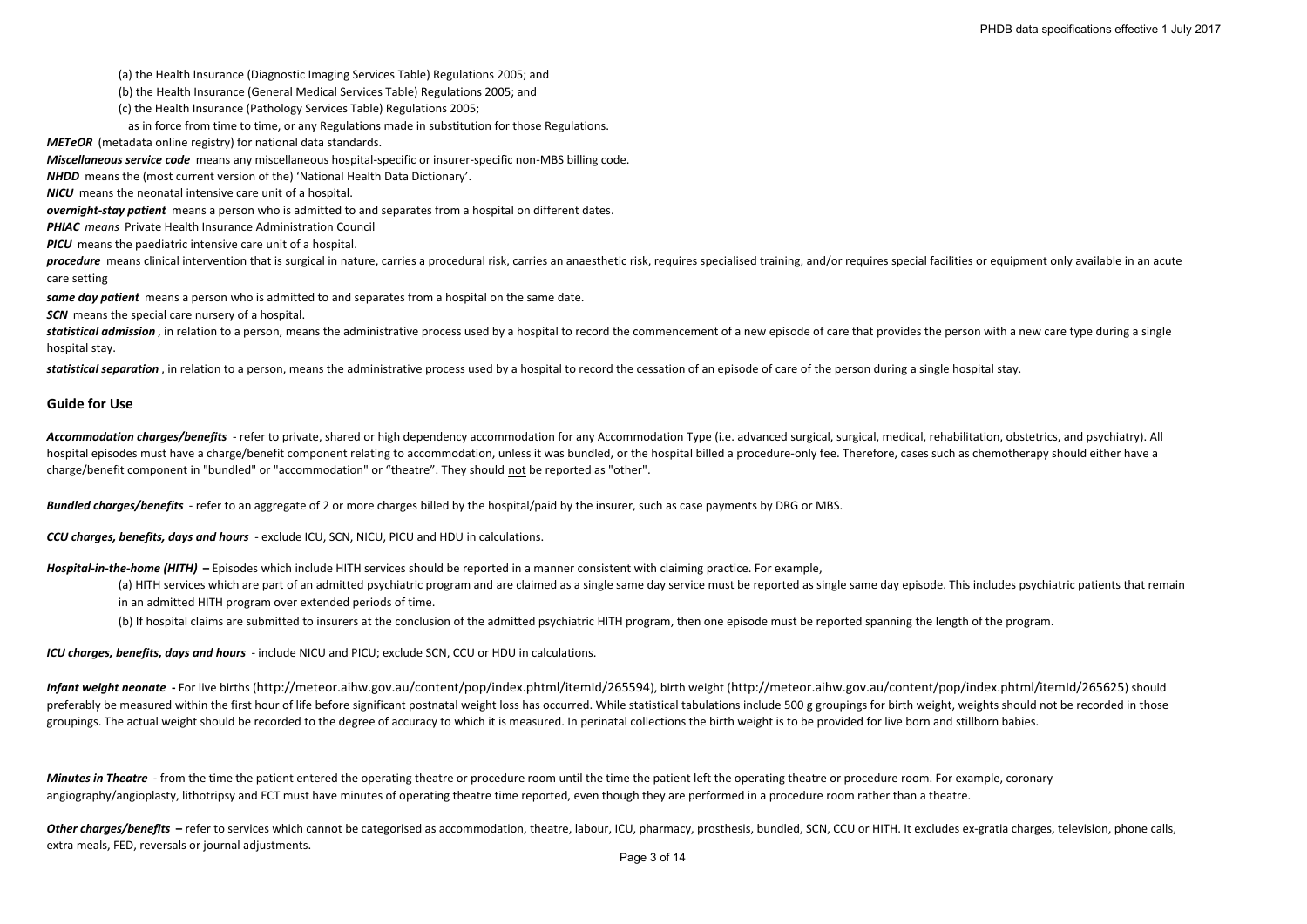(a) the Health Insurance (Diagnostic Imaging Services Table) Regulations 2005; and

(b) the Health Insurance (General Medical Services Table) Regulations 2005; and

(c) the Health Insurance (Pathology Services Table) Regulations 2005;

as in force from time to time, or any Regulations made in substitution for those Regulations.

***METeOR*** (metadata online registry) for national data standards.

***Miscellaneous service code*** means any miscellaneous hospital-specific or insurer-specific non-MBS billing code.

***NHDD*** means the (most current version of the) 'National Health Data Dictionary'.

***NICU*** means the neonatal intensive care unit of a hospital.

***overnight-stay patient*** means a person who is admitted to and separates from a hospital on different dates.

***PHIAC*** *means* Private Health Insurance Administration Council

***PICU*** means the paediatric intensive care unit of a hospital.

***procedure*** means clinical intervention that is surgical in nature, carries a procedural risk, carries an anaesthetic risk, requires specialised training, and/or requires special facilities or equipment only available in an acute care setting

***same day patient*** means a person who is admitted to and separates from a hospital on the same date.

***SCN*** means the special care nursery of a hospital.

***statistical admission*** , in relation to a person, means the administrative process used by a hospital to record the commencement of a new episode of care that provides the person with a new care type during a single hospital stay.

***statistical separation*** , in relation to a person, means the administrative process used by a hospital to record the cessation of an episode of care of the person during a single hospital stay.

## Guide for Use

***Accommodation charges/benefits*** - refer to private, shared or high dependency accommodation for any Accommodation Type (i.e. advanced surgical, surgical, medical, rehabilitation, obstetrics, and psychiatry). All hospital episodes must have a charge/benefit component relating to accommodation, unless it was bundled, or the hospital billed a procedure-only fee. Therefore, cases such as chemotherapy should either have a charge/benefit component in "bundled" or "accommodation" or "theatre". They should not be reported as "other".

***Bundled charges/benefits*** - refer to an aggregate of 2 or more charges billed by the hospital/paid by the insurer, such as case payments by DRG or MBS.

***CCU charges, benefits, days and hours*** - exclude ICU, SCN, NICU, PICU and HDU in calculations.

***Hospital-in-the-home (HITH)*** **–** Episodes which include HITH services should be reported in a manner consistent with claiming practice. For example,

(a) HITH services which are part of an admitted psychiatric program and are claimed as a single same day service must be reported as single same day episode. This includes psychiatric patients that remain in an admitted HITH program over extended periods of time.

(b) If hospital claims are submitted to insurers at the conclusion of the admitted psychiatric HITH program, then one episode must be reported spanning the length of the program.

***ICU charges, benefits, days and hours*** - include NICU and PICU; exclude SCN, CCU or HDU in calculations.

***Infant weight neonate*** **-** For live births (http://meteor.aihw.gov.au/content/pop/index.phtml/itemId/265594), birth weight (http://meteor.aihw.gov.au/content/pop/index.phtml/itemId/265625) should preferably be measured within the first hour of life before significant postnatal weight loss has occurred. While statistical tabulations include 500 g groupings for birth weight, weights should not be recorded in those groupings. The actual weight should be recorded to the degree of accuracy to which it is measured. In perinatal collections the birth weight is to be provided for live born and stillborn babies.

***Minutes in Theatre*** - from the time the patient entered the operating theatre or procedure room until the time the patient left the operating theatre or procedure room. For example, coronary angiography/angioplasty, lithotripsy and ECT must have minutes of operating theatre time reported, even though they are performed in a procedure room rather than a theatre.

***Other charges/benefits*** **–** refer to services which cannot be categorised as accommodation, theatre, labour, ICU, pharmacy, prosthesis, bundled, SCN, CCU or HITH. It excludes ex-gratia charges, television, phone calls, extra meals, FED, reversals or journal adjustments.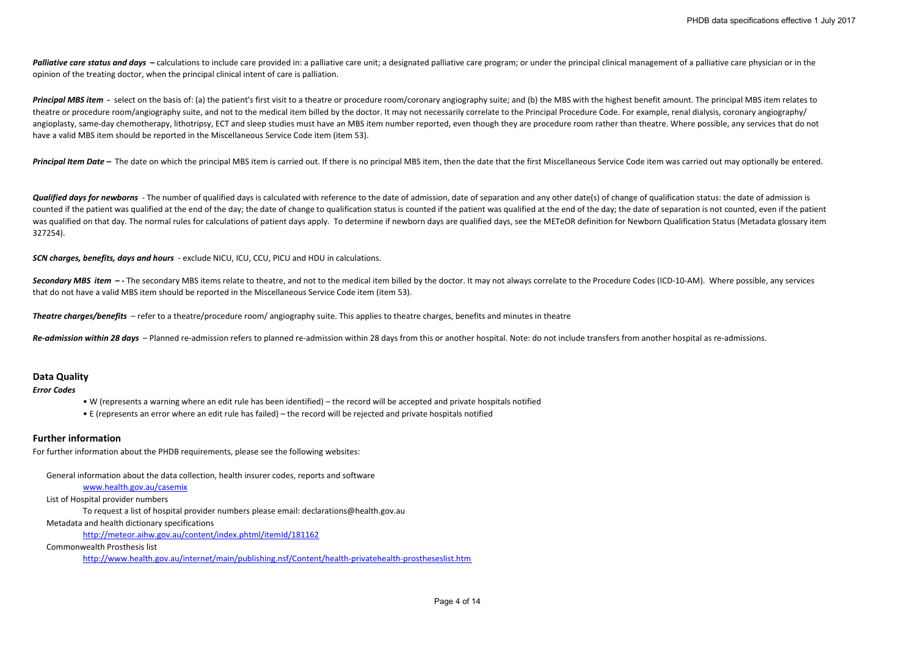***Palliative care status and days*** **–** calculations to include care provided in: a palliative care unit; a designated palliative care program; or under the principal clinical management of a palliative care physician or in the opinion of the treating doctor, when the principal clinical intent of care is palliation.

***Principal MBS item*** **-** select on the basis of: (a) the patient's first visit to a theatre or procedure room/coronary angiography suite; and (b) the MBS with the highest benefit amount. The principal MBS item relates to theatre or procedure room/angiography suite, and not to the medical item billed by the doctor. It may not necessarily correlate to the Principal Procedure Code. For example, renal dialysis, coronary angiography/ angioplasty, same-day chemotherapy, lithotripsy, ECT and sleep studies must have an MBS item number reported, even though they are procedure room rather than theatre. Where possible, any services that do not have a valid MBS item should be reported in the Miscellaneous Service Code item (item 53).

***Principal Item Date*** **–** The date on which the principal MBS item is carried out. If there is no principal MBS item, then the date that the first Miscellaneous Service Code item was carried out may optionally be entered.

***Qualified days for newborns*** - The number of qualified days is calculated with reference to the date of admission, date of separation and any other date(s) of change of qualification status: the date of admission is counted if the patient was qualified at the end of the day; the date of change to qualification status is counted if the patient was qualified at the end of the day; the date of separation is not counted, even if the patient was qualified on that day. The normal rules for calculations of patient days apply. To determine if newborn days are qualified days, see the METeOR definition for Newborn Qualification Status (Metadata glossary item 327254).

***SCN charges, benefits, days and hours*** - exclude NICU, ICU, CCU, PICU and HDU in calculations.

***Secondary MBS item*** **– -** The secondary MBS items relate to theatre, and not to the medical item billed by the doctor. It may not always correlate to the Procedure Codes (ICD-10-AM). Where possible, any services that do not have a valid MBS item should be reported in the Miscellaneous Service Code item (item 53).

***Theatre charges/benefits*** – refer to a theatre/procedure room/ angiography suite. This applies to theatre charges, benefits and minutes in theatre

***Re-admission within 28 days*** – Planned re-admission refers to planned re-admission within 28 days from this or another hospital. Note: do not include transfers from another hospital as re-admissions.

## Data Quality

***Error Codes***

- W (represents a warning where an edit rule has been identified) – the record will be accepted and private hospitals notified
- E (represents an error where an edit rule has failed) – the record will be rejected and private hospitals notified

## Further information

For further information about the PHDB requirements, please see the following websites:

General information about the data collection, health insurer codes, reports and software

www.health.gov.au/casemix

List of Hospital provider numbers

To request a list of hospital provider numbers please email: declarations@health.gov.au

Metadata and health dictionary specifications

http://meteor.aihw.gov.au/content/index.phtml/itemId/181162

Commonwealth Prosthesis list

http://www.health.gov.au/internet/main/publishing.nsf/Content/health-privatehealth-prostheseslist.htm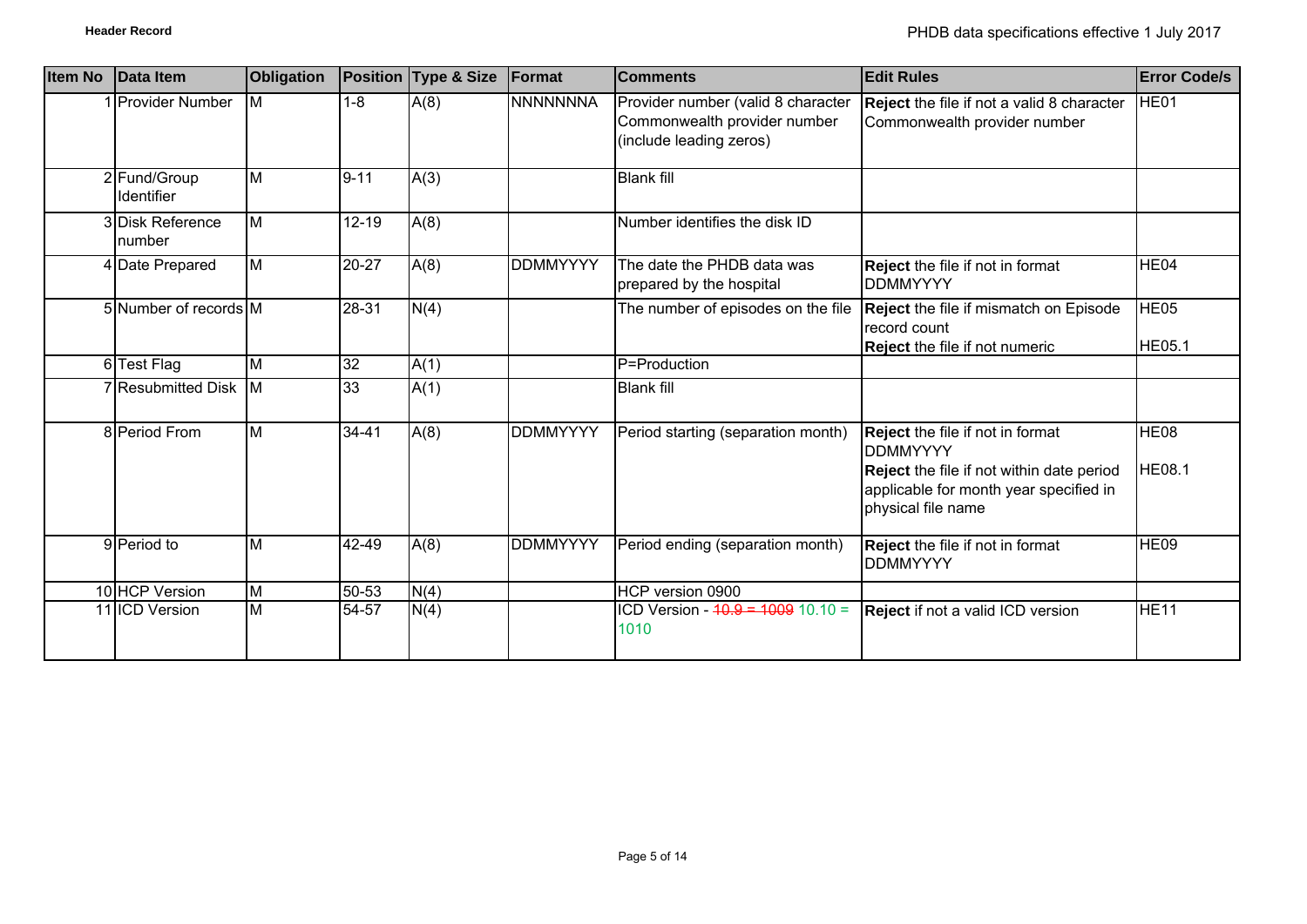## Header Record

| Item No | Data Item | Obligation | Position | Type & Size | Format | Comments | Edit Rules | Error Code/s |
|---|---|---|---|---|---|---|---|---|
| 1 | Provider Number | M | 1-8 | A(8) | NNNNNNNA | Provider number (valid 8 character Commonwealth provider number (include leading zeros) | **Reject** the file if not a valid 8 character Commonwealth provider number | HE01 |
| 2 | Fund/Group Identifier | M | 9-11 | A(3) | | Blank fill | | |
| 3 | Disk Reference number | M | 12-19 | A(8) | | Number identifies the disk ID | | |
| 4 | Date Prepared | M | 20-27 | A(8) | DDMMYYYY | The date the PHDB data was prepared by the hospital | **Reject** the file if not in format DDMMYYYY | HE04 |
| 5 | Number of records | M | 28-31 | N(4) | | The number of episodes on the file | **Reject** the file if mismatch on Episode record count<br>**Reject** the file if not numeric | HE05<br>HE05.1 |
| 6 | Test Flag | M | 32 | A(1) | | P=Production | | |
| 7 | Resubmitted Disk | M | 33 | A(1) | | Blank fill | | |
| 8 | Period From | M | 34-41 | A(8) | DDMMYYYY | Period starting (separation month) | **Reject** the file if not in format DDMMYYYY<br>**Reject** the file if not within date period applicable for month year specified in physical file name | HE08<br>HE08.1 |
| 9 | Period to | M | 42-49 | A(8) | DDMMYYYY | Period ending (separation month) | **Reject** the file if not in format DDMMYYYY | HE09 |
| 10 | HCP Version | M | 50-53 | N(4) | | HCP version 0900 | | |
| 11 | ICD Version | M | 54-57 | N(4) | | ICD Version - ~~10.9 = 1009~~ 10.10 = 1010 | **Reject** if not a valid ICD version | HE11 |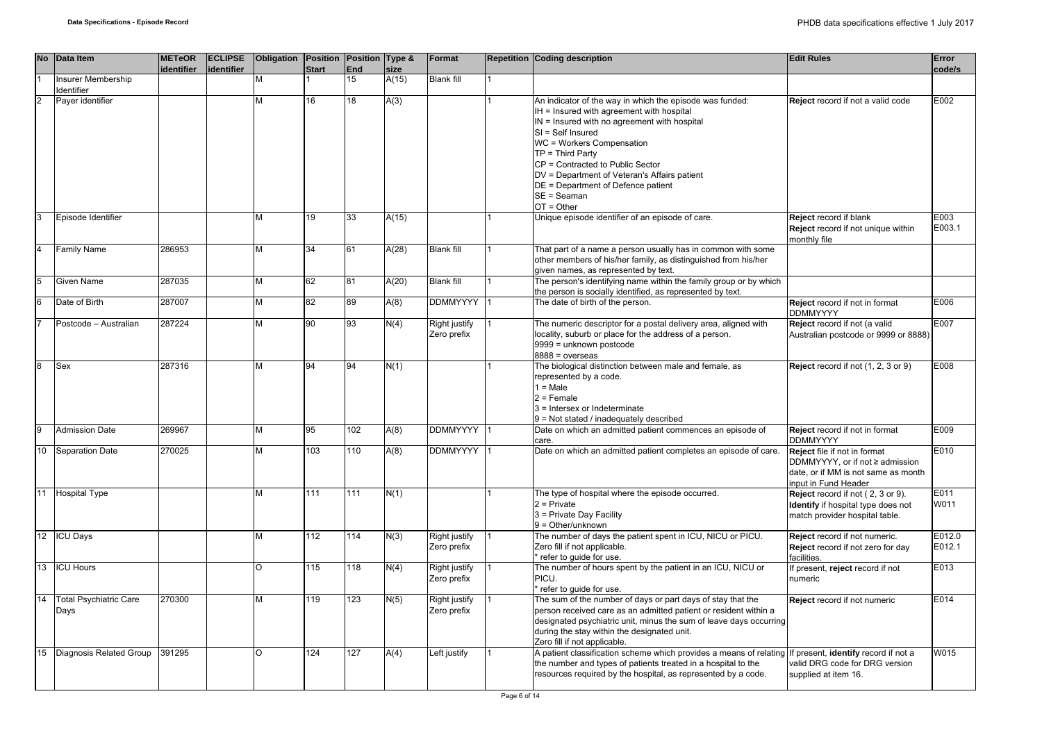| No | Data Item | METeOR identifier | ECLIPSE identifier | Obligation | Position Start | Position End | Type & size | Format | Repetition | Coding description | Edit Rules | Error code/s |
|---|---|---|---|---|---|---|---|---|---|---|---|---|
| 1 | Insurer Membership Identifier | | | M | 1 | 15 | A(15) | Blank fill | 1 | | | |
| 2 | Payer identifier | | | M | 16 | 18 | A(3) | | 1 | An indicator of the way in which the episode was funded:<br>IH = Insured with agreement with hospital<br>IN = Insured with no agreement with hospital<br>SI = Self Insured<br>WC = Workers Compensation<br>TP = Third Party<br>CP = Contracted to Public Sector<br>DV = Department of Veteran's Affairs patient<br>DE = Department of Defence patient<br>SE = Seaman<br>OT = Other | **Reject** record if not a valid code | E002 |
| 3 | Episode Identifier | | | M | 19 | 33 | A(15) | | 1 | Unique episode identifier of an episode of care. | **Reject** record if blank<br>**Reject** record if not unique within monthly file | E003<br>E003.1 |
| 4 | Family Name | 286953 | | M | 34 | 61 | A(28) | Blank fill | 1 | That part of a name a person usually has in common with some other members of his/her family, as distinguished from his/her given names, as represented by text. | | |
| 5 | Given Name | 287035 | | M | 62 | 81 | A(20) | Blank fill | 1 | The person's identifying name within the family group or by which the person is socially identified, as represented by text. | | |
| 6 | Date of Birth | 287007 | | M | 82 | 89 | A(8) | DDMMYYYY | 1 | The date of birth of the person. | **Reject** record if not in format DDMMYYYY | E006 |
| 7 | Postcode – Australian | 287224 | | M | 90 | 93 | N(4) | Right justify Zero prefix | 1 | The numeric descriptor for a postal delivery area, aligned with locality, suburb or place for the address of a person.<br>9999 = unknown postcode<br>8888 = overseas | **Reject** record if not (a valid Australian postcode or 9999 or 8888) | E007 |
| 8 | Sex | 287316 | | M | 94 | 94 | N(1) | | 1 | The biological distinction between male and female, as represented by a code.<br>1 = Male<br>2 = Female<br>3 = Intersex or Indeterminate<br>9 = Not stated / inadequately described | **Reject** record if not (1, 2, 3 or 9) | E008 |
| 9 | Admission Date | 269967 | | M | 95 | 102 | A(8) | DDMMYYYY | 1 | Date on which an admitted patient commences an episode of care. | **Reject** record if not in format DDMMYYYY | E009 |
| 10 | Separation Date | 270025 | | M | 103 | 110 | A(8) | DDMMYYYY | 1 | Date on which an admitted patient completes an episode of care. | **Reject** file if not in format DDMMYYYY, or if not ≥ admission date, or if MM is not same as month input in Fund Header | E010 |
| 11 | Hospital Type | | | M | 111 | 111 | N(1) | | 1 | The type of hospital where the episode occurred.<br>2 = Private<br>3 = Private Day Facility<br>9 = Other/unknown | **Reject** record if not ( 2, 3 or 9).<br>**Identify** if hospital type does not match provider hospital table. | E011<br>W011 |
| 12 | ICU Days | | | M | 112 | 114 | N(3) | Right justify Zero prefix | 1 | The number of days the patient spent in ICU, NICU or PICU. Zero fill if not applicable.<br>* refer to guide for use. | **Reject** record if not numeric.<br>**Reject** record if not zero for day facilities. | E012.0<br>E012.1 |
| 13 | ICU Hours | | | O | 115 | 118 | N(4) | Right justify Zero prefix | 1 | The number of hours spent by the patient in an ICU, NICU or PICU.<br>* refer to guide for use. | If present, **reject** record if not numeric | E013 |
| 14 | Total Psychiatric Care Days | 270300 | | M | 119 | 123 | N(5) | Right justify Zero prefix | 1 | The sum of the number of days or part days of stay that the person received care as an admitted patient or resident within a designated psychiatric unit, minus the sum of leave days occurring during the stay within the designated unit.<br>Zero fill if not applicable. | **Reject** record if not numeric | E014 |
| 15 | Diagnosis Related Group | 391295 | | O | 124 | 127 | A(4) | Left justify | 1 | A patient classification scheme which provides a means of relating the number and types of patients treated in a hospital to the resources required by the hospital, as represented by a code. | If present, **identify** record if not a valid DRG code for DRG version supplied at item 16. | W015 |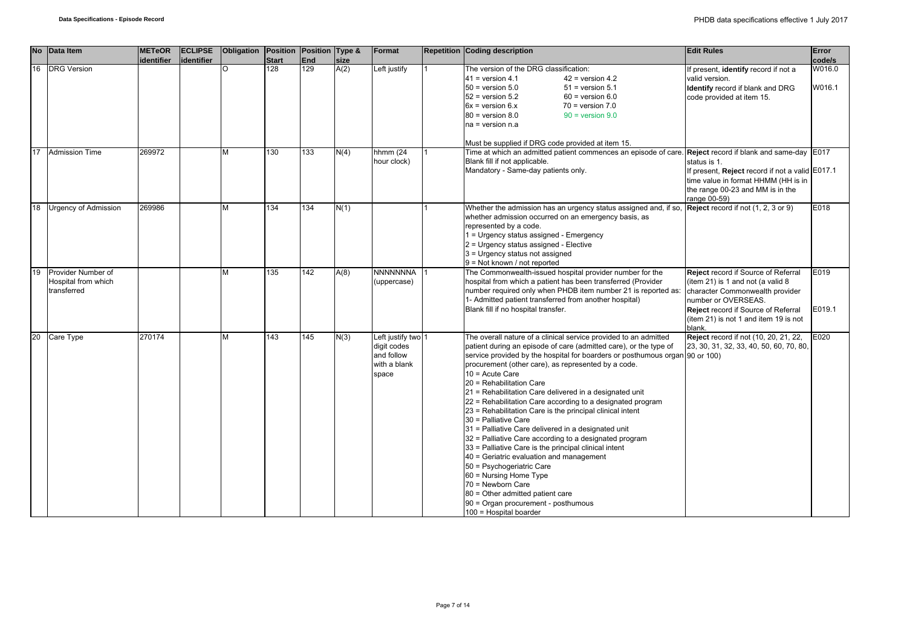| No | Data Item | METeOR identifier | ECLIPSE identifier | Obligation | Position Start | Position End | Type & size | Format | Repetition | Coding description | Edit Rules | Error code/s |
|---|---|---|---|---|---|---|---|---|---|---|---|---|
| 16 | DRG Version | | | O | 128 | 129 | A(2) | Left justify | 1 | The version of the DRG classification:<br>41 = version 4.1 42 = version 4.2<br>50 = version 5.0 51 = version 5.1<br>52 = version 5.2 60 = version 6.0<br>6x = version 6.x 70 = version 7.0<br>80 = version 8.0 90 = version 9.0<br>na = version n.a<br><br>Must be supplied if DRG code provided at item 15. | If present, **identify** record if not a valid version.<br>**Identify** record if blank and DRG code provided at item 15. | W016.0<br><br>W016.1 |
| 17 | Admission Time | 269972 | | M | 130 | 133 | N(4) | hhmm (24 hour clock) | 1 | Time at which an admitted patient commences an episode of care. Blank fill if not applicable.<br>Mandatory - Same-day patients only. | **Reject** record if blank and same-day status is 1.<br>If present, **Reject** record if not a valid time value in format HHMM (HH is in the range 00-23 and MM is in the range 00-59) | E017<br>E017.1 |
| 18 | Urgency of Admission | 269986 | | M | 134 | 134 | N(1) | | 1 | Whether the admission has an urgency status assigned and, if so, whether admission occurred on an emergency basis, as represented by a code.<br>1 = Urgency status assigned - Emergency<br>2 = Urgency status assigned - Elective<br>3 = Urgency status not assigned<br>9 = Not known / not reported | **Reject** record if not (1, 2, 3 or 9) | E018 |
| 19 | Provider Number of Hospital from which transferred | | | M | 135 | 142 | A(8) | NNNNNNNA (uppercase) | 1 | The Commonwealth-issued hospital provider number for the hospital from which a patient has been transferred (Provider number required only when PHDB item number 21 is reported as: 1- Admitted patient transferred from another hospital)<br>Blank fill if no hospital transfer. | **Reject** record if Source of Referral (item 21) is 1 and not (a valid 8 character Commonwealth provider number or OVERSEAS.<br>**Reject** record if Source of Referral (item 21) is not 1 and item 19 is not blank. | E019<br><br>E019.1 |
| 20 | Care Type | 270174 | | M | 143 | 145 | N(3) | Left justify two digit codes and follow with a blank space | 1 | The overall nature of a clinical service provided to an admitted patient during an episode of care (admitted care), or the type of service provided by the hospital for boarders or posthumous organ procurement (other care), as represented by a code.<br>10 = Acute Care<br>20 = Rehabilitation Care<br>21 = Rehabilitation Care delivered in a designated unit<br>22 = Rehabilitation Care according to a designated program<br>23 = Rehabilitation Care is the principal clinical intent<br>30 = Palliative Care<br>31 = Palliative Care delivered in a designated unit<br>32 = Palliative Care according to a designated program<br>33 = Palliative Care is the principal clinical intent<br>40 = Geriatric evaluation and management<br>50 = Psychogeriatric Care<br>60 = Nursing Home Type<br>70 = Newborn Care<br>80 = Other admitted patient care<br>90 = Organ procurement - posthumous<br>100 = Hospital boarder | **Reject** record if not (10, 20, 21, 22, 23, 30, 31, 32, 33, 40, 50, 60, 70, 80, 90 or 100) | E020 |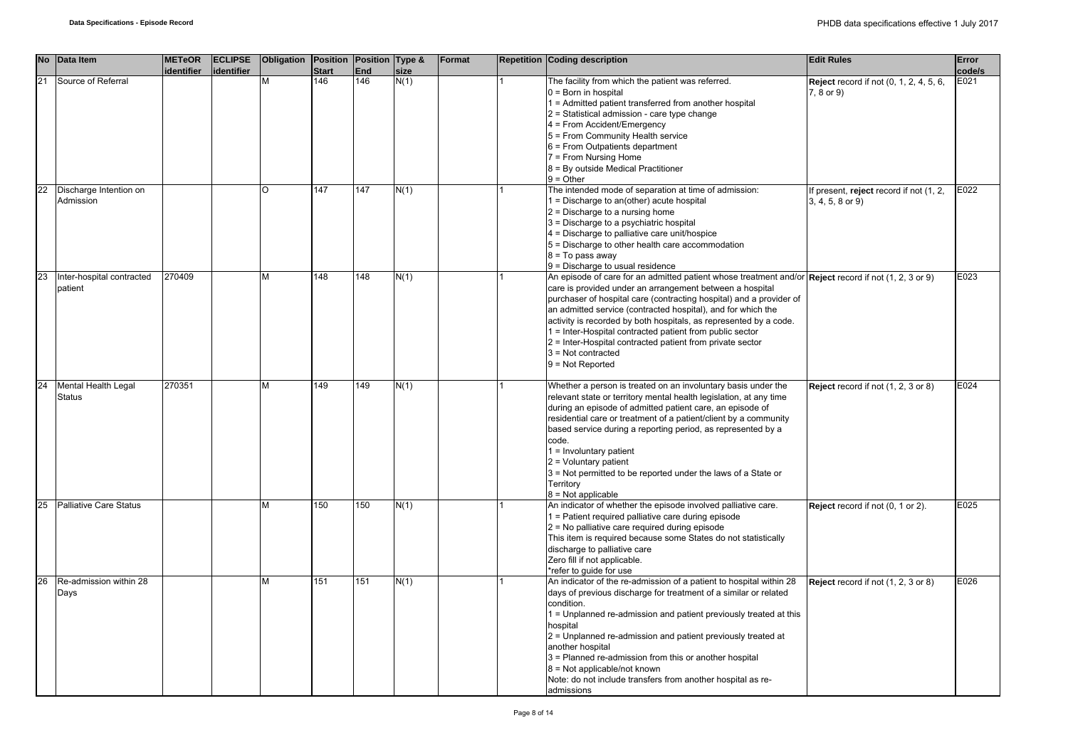| No | Data Item | METeOR identifier | ECLIPSE identifier | Obligation | Position Start | Position End | Type & size | Format | Repetition | Coding description | Edit Rules | Error code/s |
|---|---|---|---|---|---|---|---|---|---|---|---|---|
| 21 | Source of Referral | | | M | 146 | 146 | N(1) | | 1 | The facility from which the patient was referred.<br>0 = Born in hospital<br>1 = Admitted patient transferred from another hospital<br>2 = Statistical admission - care type change<br>4 = From Accident/Emergency<br>5 = From Community Health service<br>6 = From Outpatients department<br>7 = From Nursing Home<br>8 = By outside Medical Practitioner<br>9 = Other | **Reject** record if not (0, 1, 2, 4, 5, 6, 7, 8 or 9) | E021 |
| 22 | Discharge Intention on Admission | | | O | 147 | 147 | N(1) | | 1 | The intended mode of separation at time of admission:<br>1 = Discharge to an(other) acute hospital<br>2 = Discharge to a nursing home<br>3 = Discharge to a psychiatric hospital<br>4 = Discharge to palliative care unit/hospice<br>5 = Discharge to other health care accommodation<br>8 = To pass away<br>9 = Discharge to usual residence | If present, **reject** record if not (1, 2, 3, 4, 5, 8 or 9) | E022 |
| 23 | Inter-hospital contracted patient | 270409 | | M | 148 | 148 | N(1) | | 1 | An episode of care for an admitted patient whose treatment and/or care is provided under an arrangement between a hospital purchaser of hospital care (contracting hospital) and a provider of an admitted service (contracted hospital), and for which the activity is recorded by both hospitals, as represented by a code.<br>1 = Inter-Hospital contracted patient from public sector<br>2 = Inter-Hospital contracted patient from private sector<br>3 = Not contracted<br>9 = Not Reported | **Reject** record if not (1, 2, 3 or 9) | E023 |
| 24 | Mental Health Legal Status | 270351 | | M | 149 | 149 | N(1) | | 1 | Whether a person is treated on an involuntary basis under the relevant state or territory mental health legislation, at any time during an episode of admitted patient care, an episode of residential care or treatment of a patient/client by a community based service during a reporting period, as represented by a code.<br>1 = Involuntary patient<br>2 = Voluntary patient<br>3 = Not permitted to be reported under the laws of a State or Territory<br>8 = Not applicable | **Reject** record if not (1, 2, 3 or 8) | E024 |
| 25 | Palliative Care Status | | | M | 150 | 150 | N(1) | | 1 | An indicator of whether the episode involved palliative care.<br>1 = Patient required palliative care during episode<br>2 = No palliative care required during episode<br>This item is required because some States do not statistically discharge to palliative care<br>Zero fill if not applicable.<br>*refer to guide for use | **Reject** record if not (0, 1 or 2). | E025 |
| 26 | Re-admission within 28 Days | | | M | 151 | 151 | N(1) | | 1 | An indicator of the re-admission of a patient to hospital within 28 days of previous discharge for treatment of a similar or related condition.<br>1 = Unplanned re-admission and patient previously treated at this hospital<br>2 = Unplanned re-admission and patient previously treated at another hospital<br>3 = Planned re-admission from this or another hospital<br>8 = Not applicable/not known<br>Note: do not include transfers from another hospital as re-admissions | **Reject** record if not (1, 2, 3 or 8) | E026 |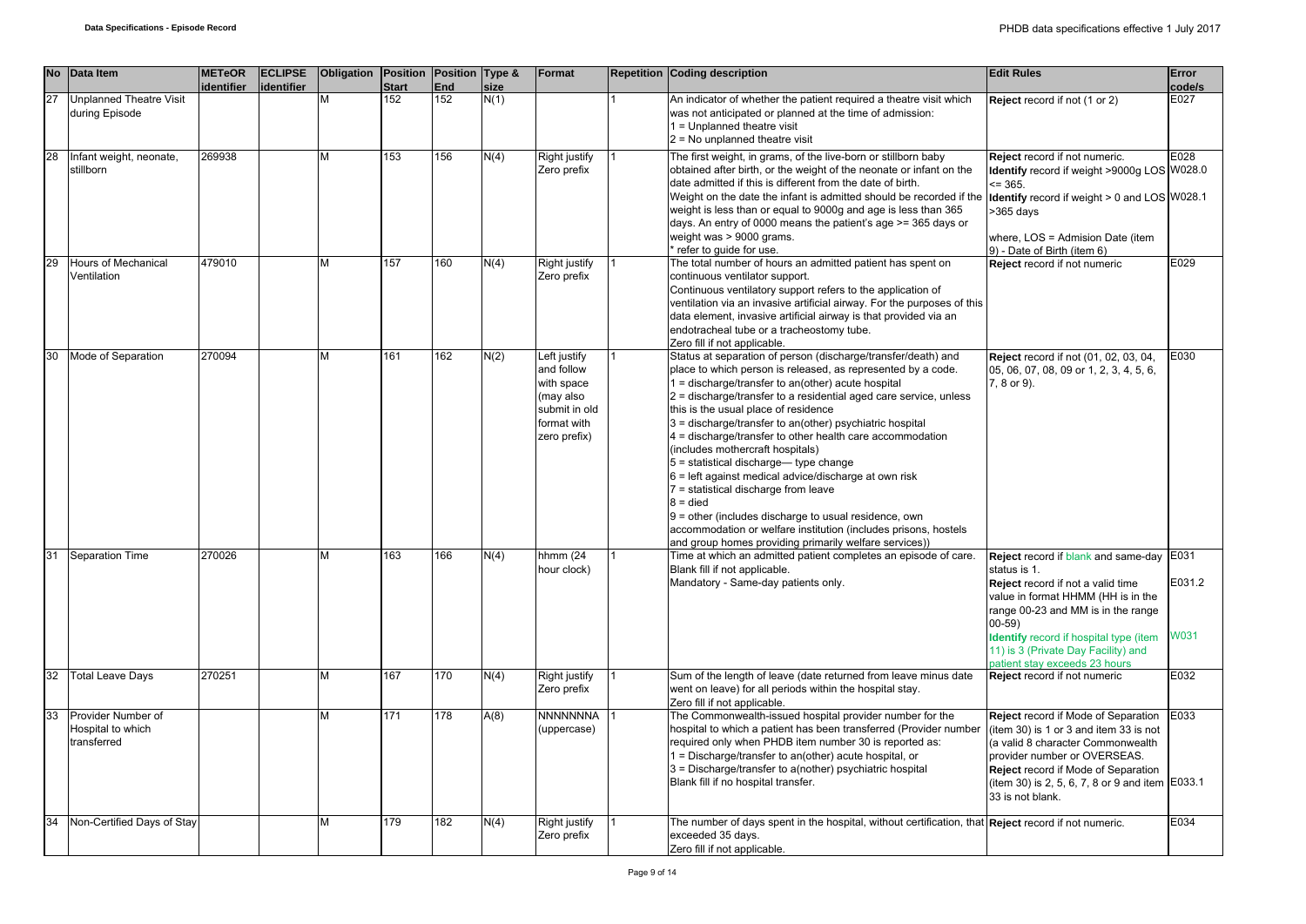| No | Data Item | METeOR identifier | ECLIPSE identifier | Obligation | Position Start | Position End | Type & size | Format | Repetition | Coding description | Edit Rules | Error code/s |
|---|---|---|---|---|---|---|---|---|---|---|---|---|
| 27 | Unplanned Theatre Visit during Episode | | | M | 152 | 152 | N(1) | | 1 | An indicator of whether the patient required a theatre visit which was not anticipated or planned at the time of admission:<br>1 = Unplanned theatre visit<br>2 = No unplanned theatre visit | **Reject** record if not (1 or 2) | E027 |
| 28 | Infant weight, neonate, stillborn | 269938 | | M | 153 | 156 | N(4) | Right justify Zero prefix | 1 | The first weight, in grams, of the live-born or stillborn baby obtained after birth, or the weight of the neonate or infant on the date admitted if this is different from the date of birth.<br>Weight on the date the infant is admitted should be recorded if the weight is less than or equal to 9000g and age is less than 365 days. An entry of 0000 means the patient's age >= 365 days or weight was > 9000 grams.<br>* refer to guide for use. | **Reject** record if not numeric.<br>**Identify** record if weight >9000g LOS <= 365.<br>**Identify** record if weight > 0 and LOS >365 days<br><br>where, LOS = Admision Date (item 9) - Date of Birth (item 6) | E028<br>W028.0<br>W028.1 |
| 29 | Hours of Mechanical Ventilation | 479010 | | M | 157 | 160 | N(4) | Right justify Zero prefix | 1 | The total number of hours an admitted patient has spent on continuous ventilator support.<br>Continuous ventilatory support refers to the application of ventilation via an invasive artificial airway. For the purposes of this data element, invasive artificial airway is that provided via an endotracheal tube or a tracheostomy tube.<br>Zero fill if not applicable. | **Reject** record if not numeric | E029 |
| 30 | Mode of Separation | 270094 | | M | 161 | 162 | N(2) | Left justify and follow with space (may also submit in old format with zero prefix) | 1 | Status at separation of person (discharge/transfer/death) and place to which person is released, as represented by a code.<br>1 = discharge/transfer to an(other) acute hospital<br>2 = discharge/transfer to a residential aged care service, unless this is the usual place of residence<br>3 = discharge/transfer to an(other) psychiatric hospital<br>4 = discharge/transfer to other health care accommodation (includes mothercraft hospitals)<br>5 = statistical discharge— type change<br>6 = left against medical advice/discharge at own risk<br>7 = statistical discharge from leave<br>8 = died<br>9 = other (includes discharge to usual residence, own accommodation or welfare institution (includes prisons, hostels and group homes providing primarily welfare services)) | **Reject** record if not (01, 02, 03, 04, 05, 06, 07, 08, 09 or 1, 2, 3, 4, 5, 6, 7, 8 or 9). | E030 |
| 31 | Separation Time | 270026 | | M | 163 | 166 | N(4) | hhmm (24 hour clock) | 1 | Time at which an admitted patient completes an episode of care.<br>Blank fill if not applicable.<br>Mandatory - Same-day patients only. | **Reject** record if blank and same-day status is 1.<br>**Reject** record if not a valid time value in format HHMM (HH is in the range 00-23 and MM is in the range 00-59)<br>**Identify** record if hospital type (item 11) is 3 (Private Day Facility) and patient stay exceeds 23 hours | E031<br>E031.2<br>W031 |
| 32 | Total Leave Days | 270251 | | M | 167 | 170 | N(4) | Right justify Zero prefix | 1 | Sum of the length of leave (date returned from leave minus date went on leave) for all periods within the hospital stay.<br>Zero fill if not applicable. | **Reject** record if not numeric | E032 |
| 33 | Provider Number of Hospital to which transferred | | | M | 171 | 178 | A(8) | NNNNNNNA (uppercase) | 1 | The Commonwealth-issued hospital provider number for the hospital to which a patient has been transferred (Provider number required only when PHDB item number 30 is reported as:<br>1 = Discharge/transfer to an(other) acute hospital, or<br>3 = Discharge/transfer to a(nother) psychiatric hospital<br>Blank fill if no hospital transfer. | **Reject** record if Mode of Separation (item 30) is 1 or 3 and item 33 is not (a valid 8 character Commonwealth provider number or OVERSEAS.<br>**Reject** record if Mode of Separation (item 30) is 2, 5, 6, 7, 8 or 9 and item 33 is not blank. | E033<br>E033.1 |
| 34 | Non-Certified Days of Stay | | | M | 179 | 182 | N(4) | Right justify Zero prefix | 1 | The number of days spent in the hospital, without certification, that exceeded 35 days.<br>Zero fill if not applicable. | **Reject** record if not numeric. | E034 |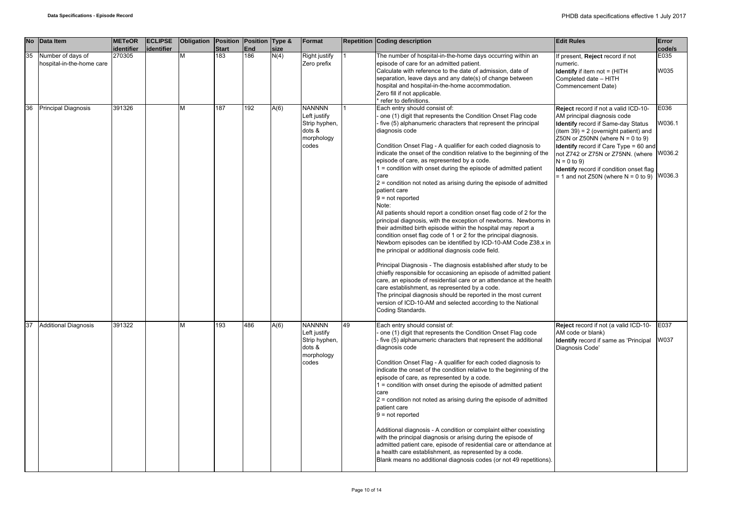| No | Data Item | METeOR identifier | ECLIPSE identifier | Obligation | Position Start | Position End | Type & size | Format | Repetition | Coding description | Edit Rules | Error code/s |
|---|---|---|---|---|---|---|---|---|---|---|---|---|
| 35 | Number of days of hospital-in-the-home care | 270305 | | M | 183 | 186 | N(4) | Right justify<br>Zero prefix | 1 | The number of hospital-in-the-home days occurring within an episode of care for an admitted patient.<br>Calculate with reference to the date of admission, date of separation, leave days and any date(s) of change between hospital and hospital-in-the-home accommodation.<br>Zero fill if not applicable.<br>* refer to definitions. | If present, **Reject** record if not numeric.<br>**Identify** if item not = (HITH Completed date – HITH Commencement Date) | E035<br><br>W035 |
| 36 | Principal Diagnosis | 391326 | | M | 187 | 192 | A(6) | NANNNN<br>Left justify<br>Strip hyphen, dots & morphology codes | 1 | Each entry should consist of:<br>- one (1) digit that represents the Condition Onset Flag code<br>- five (5) alphanumeric characters that represent the principal diagnosis code<br><br>Condition Onset Flag - A qualifier for each coded diagnosis to indicate the onset of the condition relative to the beginning of the episode of care, as represented by a code.<br>1 = condition with onset during the episode of admitted patient care<br>2 = condition not noted as arising during the episode of admitted patient care<br>9 = not reported<br>Note:<br>All patients should report a condition onset flag code of 2 for the principal diagnosis, with the exception of newborns. Newborns in their admitted birth episode within the hospital may report a condition onset flag code of 1 or 2 for the principal diagnosis. Newborn episodes can be identified by ICD-10-AM Code Z38.x in the principal or additional diagnosis code field.<br><br>Principal Diagnosis - The diagnosis established after study to be chiefly responsible for occasioning an episode of admitted patient care, an episode of residential care or an attendance at the health care establishment, as represented by a code.<br>The principal diagnosis should be reported in the most current version of ICD-10-AM and selected according to the National Coding Standards. | **Reject** record if not a valid ICD-10-AM principal diagnosis code<br>**Identify** record if Same-day Status (item 39) = 2 (overnight patient) and Z50N or Z50NN (where N = 0 to 9)<br>**Identify** record if Care Type = 60 and not Z742 or Z75N or Z75NN. (where N = 0 to 9)<br>**Identify** record if condition onset flag = 1 and not Z50N (where N = 0 to 9) | E036<br><br>W036.1<br><br>W036.2<br><br>W036.3 |
| 37 | Additional Diagnosis | 391322 | | M | 193 | 486 | A(6) | NANNNN<br>Left justify<br>Strip hyphen, dots & morphology codes | 49 | Each entry should consist of:<br>- one (1) digit that represents the Condition Onset Flag code<br>- five (5) alphanumeric characters that represent the additional diagnosis code<br><br>Condition Onset Flag - A qualifier for each coded diagnosis to indicate the onset of the condition relative to the beginning of the episode of care, as represented by a code.<br>1 = condition with onset during the episode of admitted patient care<br>2 = condition not noted as arising during the episode of admitted patient care<br>9 = not reported<br><br>Additional diagnosis - A condition or complaint either coexisting with the principal diagnosis or arising during the episode of admitted patient care, episode of residential care or attendance at a health care establishment, as represented by a code.<br>Blank means no additional diagnosis codes (or not 49 repetitions). | **Reject** record if not (a valid ICD-10-AM code or blank)<br>**Identify** record if same as 'Principal Diagnosis Code' | E037<br><br>W037 |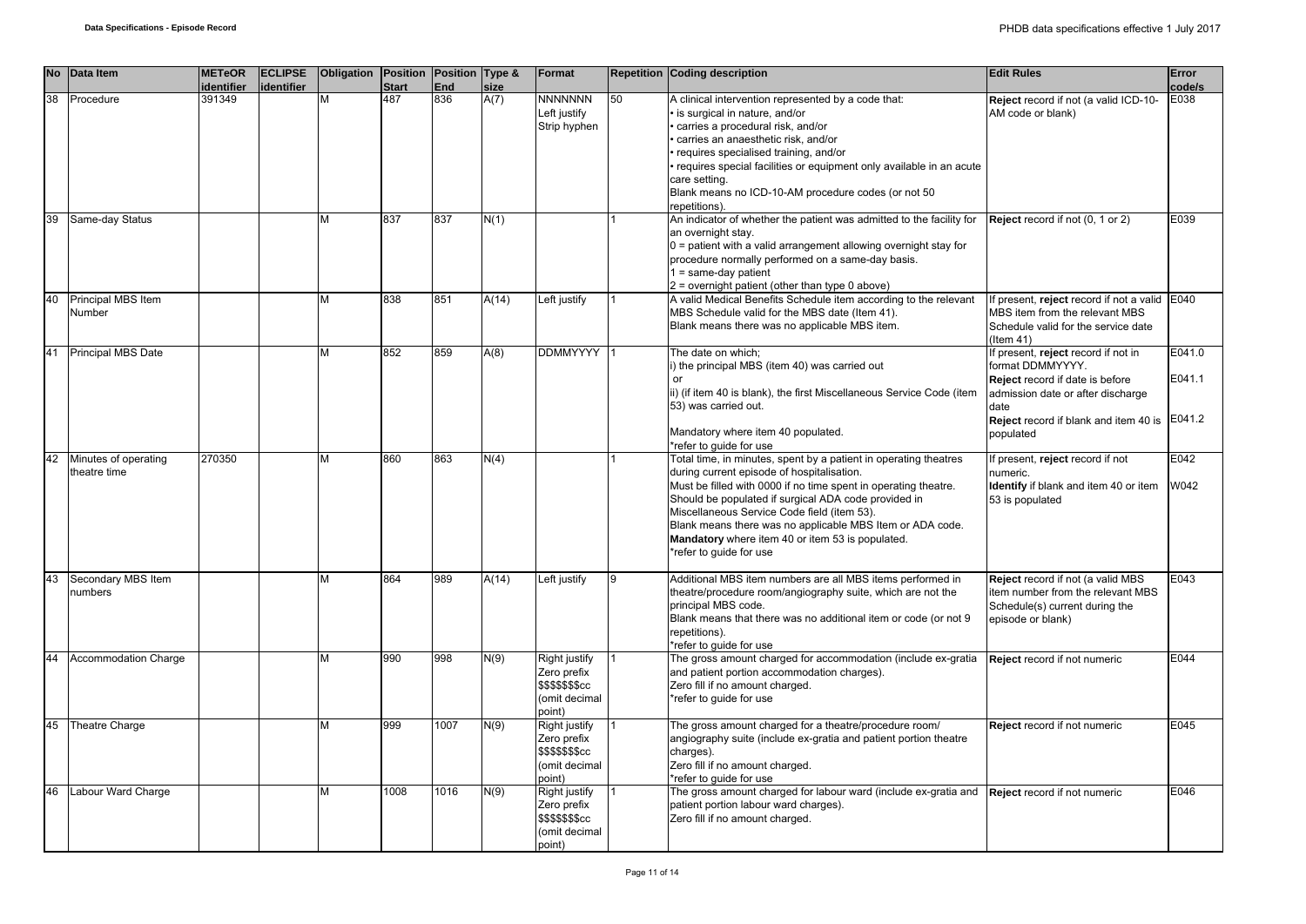| No | Data Item | METeOR identifier | ECLIPSE identifier | Obligation | Position Start | Position End | Type & size | Format | Repetition | Coding description | Edit Rules | Error code/s |
|---|---|---|---|---|---|---|---|---|---|---|---|---|
| 38 | Procedure | 391349 | | M | 487 | 836 | A(7) | NNNNNNN Left justify Strip hyphen | 50 | A clinical intervention represented by a code that:<br>• is surgical in nature, and/or<br>• carries a procedural risk, and/or<br>• carries an anaesthetic risk, and/or<br>• requires specialised training, and/or<br>• requires special facilities or equipment only available in an acute care setting.<br>Blank means no ICD-10-AM procedure codes (or not 50 repetitions). | **Reject** record if not (a valid ICD-10-AM code or blank) | E038 |
| 39 | Same-day Status | | | M | 837 | 837 | N(1) | | 1 | An indicator of whether the patient was admitted to the facility for an overnight stay.<br>0 = patient with a valid arrangement allowing overnight stay for procedure normally performed on a same-day basis.<br>1 = same-day patient<br>2 = overnight patient (other than type 0 above) | **Reject** record if not (0, 1 or 2) | E039 |
| 40 | Principal MBS Item Number | | | M | 838 | 851 | A(14) | Left justify | 1 | A valid Medical Benefits Schedule item according to the relevant MBS Schedule valid for the MBS date (Item 41).<br>Blank means there was no applicable MBS item. | If present, **reject** record if not a valid MBS item from the relevant MBS Schedule valid for the service date (Item 41) | E040 |
| 41 | Principal MBS Date | | | M | 852 | 859 | A(8) | DDMMYYYY | 1 | The date on which;<br>i) the principal MBS (item 40) was carried out<br>or<br>ii) (if item 40 is blank), the first Miscellaneous Service Code (item 53) was carried out.<br><br>Mandatory where item 40 populated.<br>*refer to guide for use | If present, **reject** record if not in format DDMMYYYY.<br>**Reject** record if date is before admission date or after discharge date<br>**Reject** record if blank and item 40 is populated | E041.0<br>E041.1<br>E041.2 |
| 42 | Minutes of operating theatre time | 270350 | | M | 860 | 863 | N(4) | | 1 | Total time, in minutes, spent by a patient in operating theatres during current episode of hospitalisation.<br>Must be filled with 0000 if no time spent in operating theatre.<br>Should be populated if surgical ADA code provided in Miscellaneous Service Code field (item 53).<br>Blank means there was no applicable MBS Item or ADA code.<br>**Mandatory** where item 40 or item 53 is populated.<br>*refer to guide for use | If present, **reject** record if not numeric.<br>**Identify** if blank and item 40 or item 53 is populated | E042<br>W042 |
| 43 | Secondary MBS Item numbers | | | M | 864 | 989 | A(14) | Left justify | 9 | Additional MBS item numbers are all MBS items performed in theatre/procedure room/angiography suite, which are not the principal MBS code.<br>Blank means that there was no additional item or code (or not 9 repetitions).<br>*refer to guide for use | **Reject** record if not (a valid MBS item number from the relevant MBS Schedule(s) current during the episode or blank) | E043 |
| 44 | Accommodation Charge | | | M | 990 | 998 | N(9) | Right justify Zero prefix $$$$$$$cc (omit decimal point) | 1 | The gross amount charged for accommodation (include ex-gratia and patient portion accommodation charges).<br>Zero fill if no amount charged.<br>*refer to guide for use | **Reject** record if not numeric | E044 |
| 45 | Theatre Charge | | | M | 999 | 1007 | N(9) | Right justify Zero prefix $$$$$$$cc (omit decimal point) | 1 | The gross amount charged for a theatre/procedure room/ angiography suite (include ex-gratia and patient portion theatre charges).<br>Zero fill if no amount charged.<br>*refer to guide for use | **Reject** record if not numeric | E045 |
| 46 | Labour Ward Charge | | | M | 1008 | 1016 | N(9) | Right justify Zero prefix $$$$$$$cc (omit decimal point) | 1 | The gross amount charged for labour ward (include ex-gratia and patient portion labour ward charges).<br>Zero fill if no amount charged. | **Reject** record if not numeric | E046 |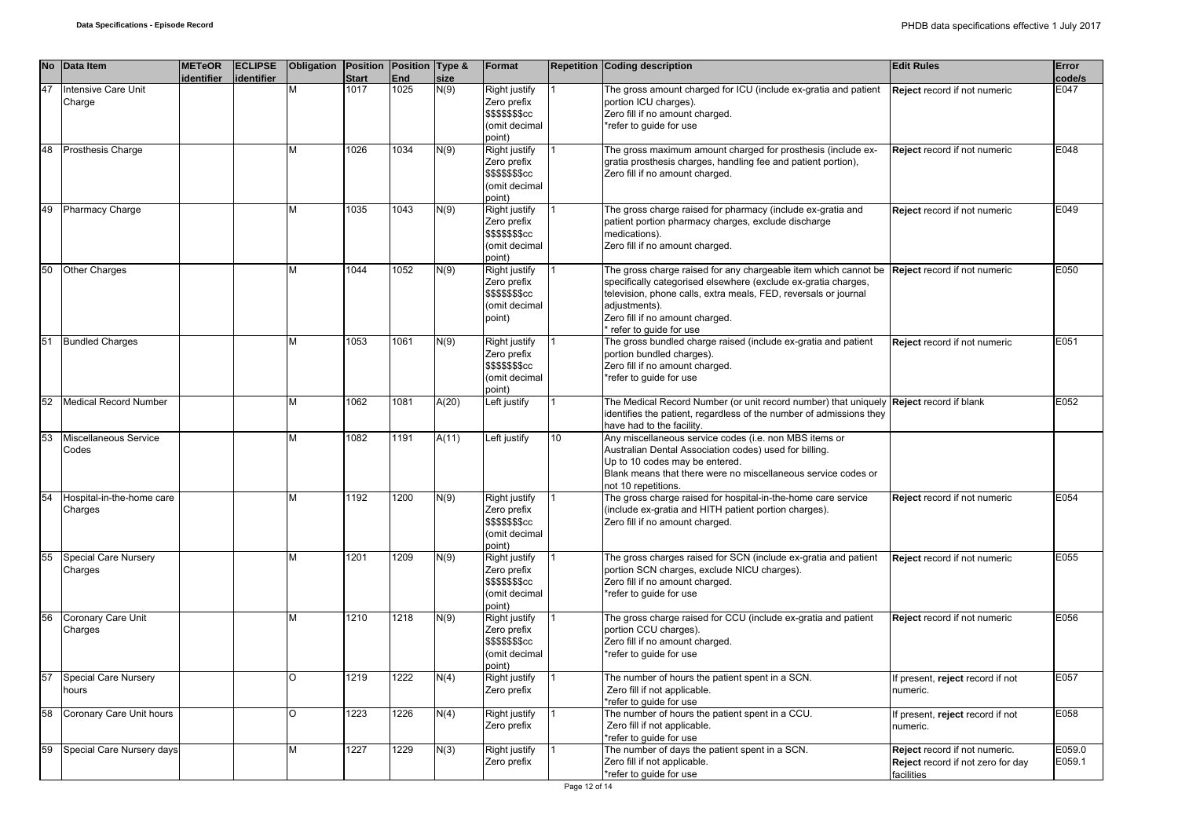| No | Data Item | METeOR identifier | ECLIPSE identifier | Obligation | Position Start | Position End | Type & size | Format | Repetition | Coding description | Edit Rules | Error code/s |
|---|---|---|---|---|---|---|---|---|---|---|---|---|
| 47 | Intensive Care Unit Charge | | | M | 1017 | 1025 | N(9) | Right justify Zero prefix $$$$$$$cc (omit decimal point) | 1 | The gross amount charged for ICU (include ex-gratia and patient portion ICU charges).<br>Zero fill if no amount charged.<br>*refer to guide for use | **Reject** record if not numeric | E047 |
| 48 | Prosthesis Charge | | | M | 1026 | 1034 | N(9) | Right justify Zero prefix $$$$$$$cc (omit decimal point) | 1 | The gross maximum amount charged for prosthesis (include ex-gratia prosthesis charges, handling fee and patient portion), Zero fill if no amount charged. | **Reject** record if not numeric | E048 |
| 49 | Pharmacy Charge | | | M | 1035 | 1043 | N(9) | Right justify Zero prefix $$$$$$$cc (omit decimal point) | 1 | The gross charge raised for pharmacy (include ex-gratia and patient portion pharmacy charges, exclude discharge medications).<br>Zero fill if no amount charged. | **Reject** record if not numeric | E049 |
| 50 | Other Charges | | | M | 1044 | 1052 | N(9) | Right justify Zero prefix $$$$$$$cc (omit decimal point) | 1 | The gross charge raised for any chargeable item which cannot be specifically categorised elsewhere (exclude ex-gratia charges, television, phone calls, extra meals, FED, reversals or journal adjustments).<br>Zero fill if no amount charged.<br>* refer to guide for use | **Reject** record if not numeric | E050 |
| 51 | Bundled Charges | | | M | 1053 | 1061 | N(9) | Right justify Zero prefix $$$$$$$cc (omit decimal point) | 1 | The gross bundled charge raised (include ex-gratia and patient portion bundled charges).<br>Zero fill if no amount charged.<br>*refer to guide for use | **Reject** record if not numeric | E051 |
| 52 | Medical Record Number | | | M | 1062 | 1081 | A(20) | Left justify | 1 | The Medical Record Number (or unit record number) that uniquely identifies the patient, regardless of the number of admissions they have had to the facility. | **Reject** record if blank | E052 |
| 53 | Miscellaneous Service Codes | | | M | 1082 | 1191 | A(11) | Left justify | 10 | Any miscellaneous service codes (i.e. non MBS items or Australian Dental Association codes) used for billing.<br>Up to 10 codes may be entered.<br>Blank means that there were no miscellaneous service codes or not 10 repetitions. | | |
| 54 | Hospital-in-the-home care Charges | | | M | 1192 | 1200 | N(9) | Right justify Zero prefix $$$$$$$cc (omit decimal point) | 1 | The gross charge raised for hospital-in-the-home care service (include ex-gratia and HITH patient portion charges).<br>Zero fill if no amount charged. | **Reject** record if not numeric | E054 |
| 55 | Special Care Nursery Charges | | | M | 1201 | 1209 | N(9) | Right justify Zero prefix $$$$$$$cc (omit decimal point) | 1 | The gross charges raised for SCN (include ex-gratia and patient portion SCN charges, exclude NICU charges).<br>Zero fill if no amount charged.<br>*refer to guide for use | **Reject** record if not numeric | E055 |
| 56 | Coronary Care Unit Charges | | | M | 1210 | 1218 | N(9) | Right justify Zero prefix $$$$$$$cc (omit decimal point) | 1 | The gross charge raised for CCU (include ex-gratia and patient portion CCU charges).<br>Zero fill if no amount charged.<br>*refer to guide for use | **Reject** record if not numeric | E056 |
| 57 | Special Care Nursery hours | | | O | 1219 | 1222 | N(4) | Right justify Zero prefix | 1 | The number of hours the patient spent in a SCN.<br>Zero fill if not applicable.<br>*refer to guide for use | If present, **reject** record if not numeric. | E057 |
| 58 | Coronary Care Unit hours | | | O | 1223 | 1226 | N(4) | Right justify Zero prefix | 1 | The number of hours the patient spent in a CCU.<br>Zero fill if not applicable.<br>*refer to guide for use | If present, **reject** record if not numeric. | E058 |
| 59 | Special Care Nursery days | | | M | 1227 | 1229 | N(3) | Right justify Zero prefix | 1 | The number of days the patient spent in a SCN.<br>Zero fill if not applicable.<br>*refer to guide for use | **Reject** record if not numeric.<br>**Reject** record if not zero for day facilities | E059.0<br>E059.1 |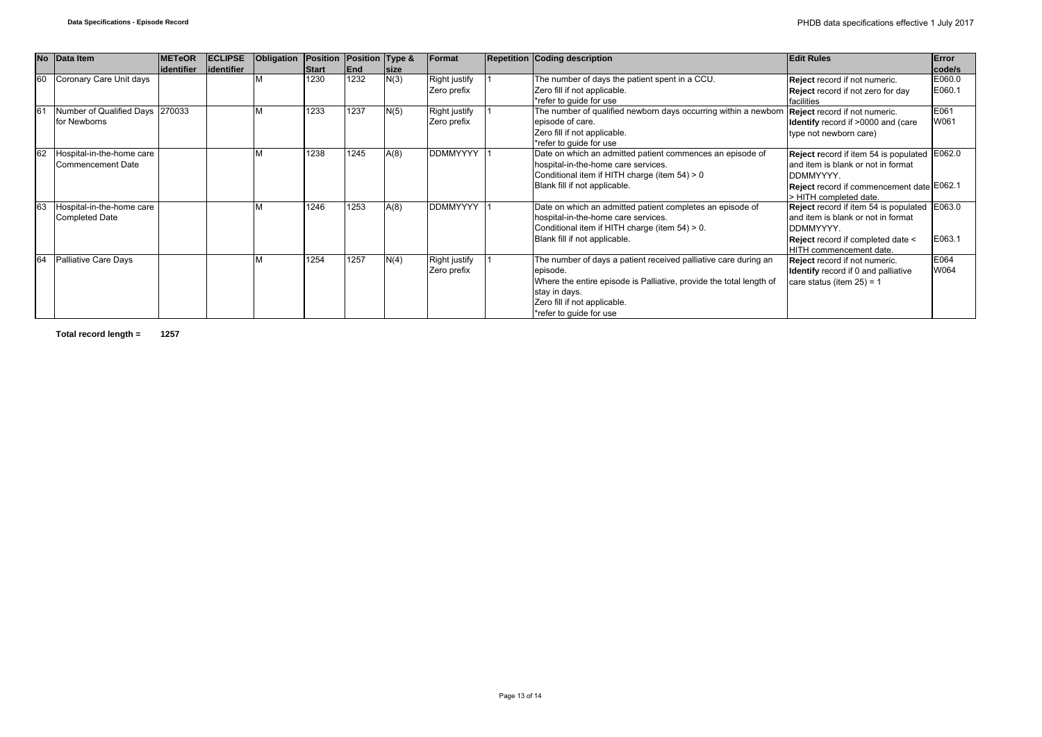| No | Data Item | METeOR identifier | ECLIPSE identifier | Obligation | Position Start | Position End | Type & size | Format | Repetition | Coding description | Edit Rules | Error code/s |
|---|---|---|---|---|---|---|---|---|---|---|---|---|
| 60 | Coronary Care Unit days | | | M | 1230 | 1232 | N(3) | Right justify Zero prefix | 1 | The number of days the patient spent in a CCU. Zero fill if not applicable. *refer to guide for use | **Reject** record if not numeric. **Reject** record if not zero for day facilities | E060.0 E060.1 |
| 61 | Number of Qualified Days for Newborns | 270033 | | M | 1233 | 1237 | N(5) | Right justify Zero prefix | 1 | The number of qualified newborn days occurring within a newborn episode of care. Zero fill if not applicable. *refer to guide for use | **Reject** record if not numeric. **Identify** record if >0000 and (care type not newborn care) | E061 W061 |
| 62 | Hospital-in-the-home care Commencement Date | | | M | 1238 | 1245 | A(8) | DDMMYYYY | 1 | Date on which an admitted patient commences an episode of hospital-in-the-home care services. Conditional item if HITH charge (item 54) > 0 Blank fill if not applicable. | **Reject** record if item 54 is populated and item is blank or not in format DDMMYYYY. **Reject** record if commencement date > HITH completed date. | E062.0 E062.1 |
| 63 | Hospital-in-the-home care Completed Date | | | M | 1246 | 1253 | A(8) | DDMMYYYY | 1 | Date on which an admitted patient completes an episode of hospital-in-the-home care services. Conditional item if HITH charge (item 54) > 0. Blank fill if not applicable. | **Reject** record if item 54 is populated and item is blank or not in format DDMMYYYY. **Reject** record if completed date < HITH commencement date. | E063.0 E063.1 |
| 64 | Palliative Care Days | | | M | 1254 | 1257 | N(4) | Right justify Zero prefix | 1 | The number of days a patient received palliative care during an episode. Where the entire episode is Palliative, provide the total length of stay in days. Zero fill if not applicable. *refer to guide for use | **Reject** record if not numeric. **Identify** record if 0 and palliative care status (item 25) = 1 | E064 W064 |

**Total record length = 1257**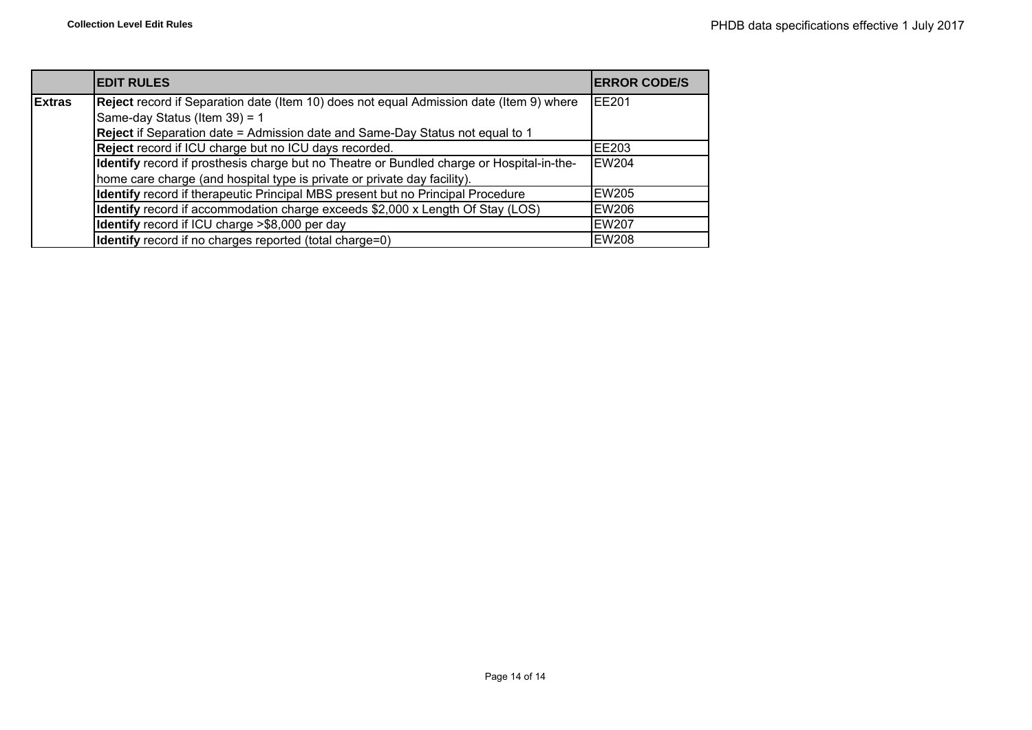| | EDIT RULES | ERROR CODE/S |
|---|---|---|
| Extras | **Reject** record if Separation date (Item 10) does not equal Admission date (Item 9) where Same-day Status (Item 39) = 1<br>**Reject** if Separation date = Admission date and Same-Day Status not equal to 1 | EE201 |
| | **Reject** record if ICU charge but no ICU days recorded. | EE203 |
| | **Identify** record if prosthesis charge but no Theatre or Bundled charge or Hospital-in-the-home care charge (and hospital type is private or private day facility). | EW204 |
| | **Identify** record if therapeutic Principal MBS present but no Principal Procedure | EW205 |
| | **Identify** record if accommodation charge exceeds $2,000 x Length Of Stay (LOS) | EW206 |
| | **Identify** record if ICU charge >$8,000 per day | EW207 |
| | **Identify** record if no charges reported (total charge=0) | EW208 |